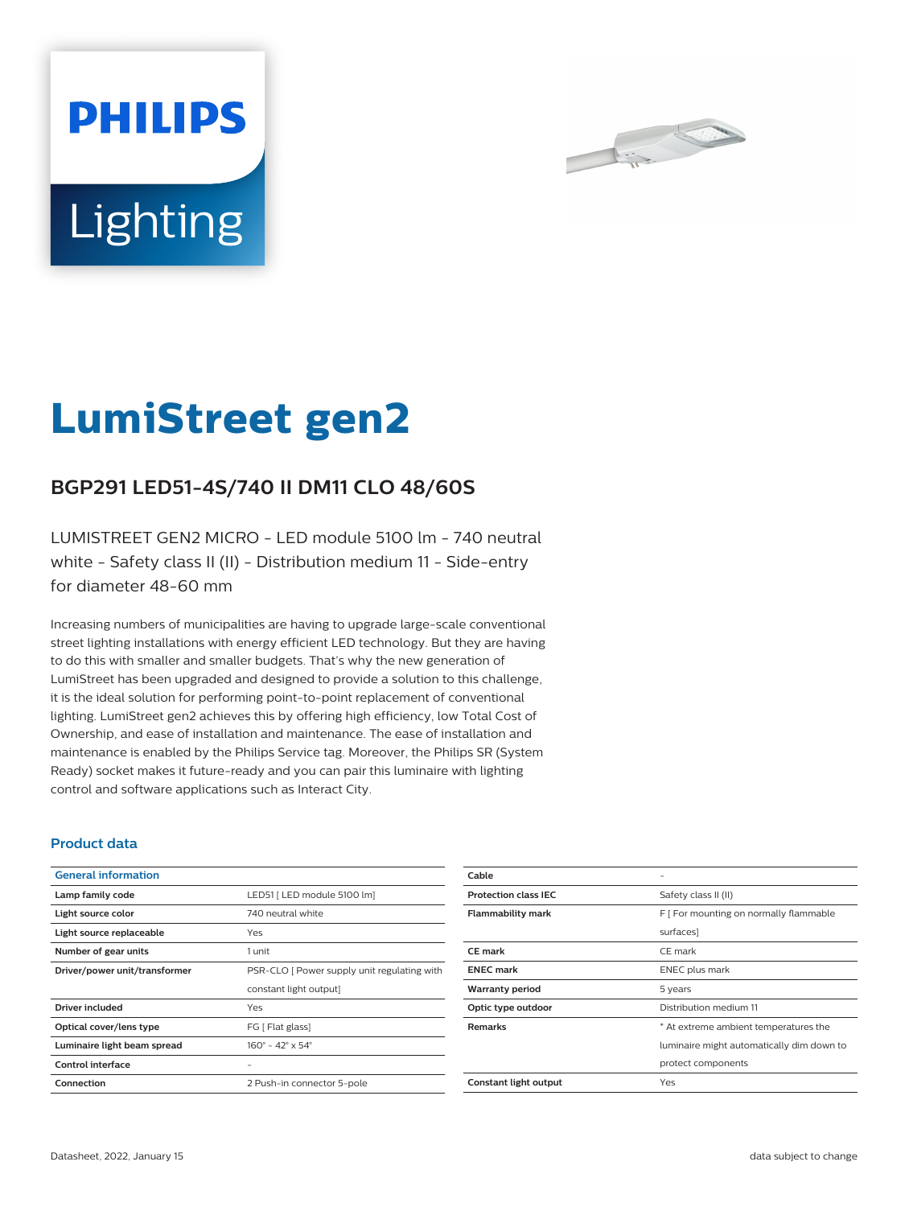PHILIPS

Lighting

# LumiStreet gen2

## BGP291 LED51-4S/740 II DM11 CLO 48/60S

LUMISTREET GEN2 MICRO - LED module 5100 lm - 740 neutral white - Safety class II (II) - Distribution medium 11 - Side-entry for diameter 48-60 mm

Increasing numbers of municipalities are having to upgrade large-scale conventional street lighting installations with energy efficient LED technology. But they are having to do this with smaller and smaller budgets. That's why the new generation of LumiStreet has been upgraded and designed to provide a solution to this challenge, it is the ideal solution for performing point-to-point replacement of conventional lighting. LumiStreet gen2 achieves this by offering high efficiency, low Total Cost of Ownership, and ease of installation and maintenance. The ease of installation and maintenance is enabled by the Philips Service tag. Moreover, the Philips SR (System Ready) socket makes it future-ready and you can pair this luminaire with lighting control and software applications such as Interact City.

### Product data

| General information | |
|---|---|
| Lamp family code | LED51 [ LED module 5100 lm] |
| Light source color | 740 neutral white |
| Light source replaceable | Yes |
| Number of gear units | 1 unit |
| Driver/power unit/transformer | PSR-CLO [ Power supply unit regulating with constant light output] |
| Driver included | Yes |
| Optical cover/lens type | FG [ Flat glass] |
| Luminaire light beam spread | 160° - 42° x 54° |
| Control interface | - |
| Connection | 2 Push-in connector 5-pole |
| Cable | - |
| Protection class IEC | Safety class II (II) |
| Flammability mark | F [ For mounting on normally flammable surfaces] |
| CE mark | CE mark |
| ENEC mark | ENEC plus mark |
| Warranty period | 5 years |
| Optic type outdoor | Distribution medium 11 |
| Remarks | * At extreme ambient temperatures the luminaire might automatically dim down to protect components |
| Constant light output | Yes |

Datasheet, 2022, January 15 — data subject to change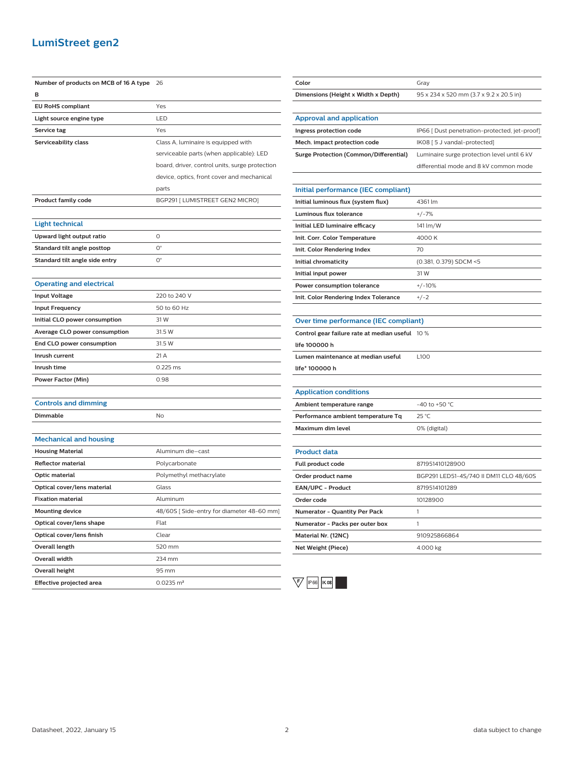# LumiStreet gen2

| | |
|---|---|
| **Number of products on MCB of 16 A type B** | 26 |
| **EU RoHS compliant** | Yes |
| **Light source engine type** | LED |
| **Service tag** | Yes |
| **Serviceability class** | Class A, luminaire is equipped with serviceable parts (when applicable): LED board, driver, control units, surge protection device, optics, front cover and mechanical parts |
| **Product family code** | BGP291 [ LUMISTREET GEN2 MICRO] |

## Light technical

| | |
|---|---|
| **Upward light output ratio** | 0 |
| **Standard tilt angle posttop** | 0° |
| **Standard tilt angle side entry** | 0° |

## Operating and electrical

| | |
|---|---|
| **Input Voltage** | 220 to 240 V |
| **Input Frequency** | 50 to 60 Hz |
| **Initial CLO power consumption** | 31 W |
| **Average CLO power consumption** | 31.5 W |
| **End CLO power consumption** | 31.5 W |
| **Inrush current** | 21 A |
| **Inrush time** | 0.225 ms |
| **Power Factor (Min)** | 0.98 |

## Controls and dimming

| | |
|---|---|
| **Dimmable** | No |

## Mechanical and housing

| | |
|---|---|
| **Housing Material** | Aluminum die-cast |
| **Reflector material** | Polycarbonate |
| **Optic material** | Polymethyl methacrylate |
| **Optical cover/lens material** | Glass |
| **Fixation material** | Aluminum |
| **Mounting device** | 48/60S [ Side-entry for diameter 48-60 mm] |
| **Optical cover/lens shape** | Flat |
| **Optical cover/lens finish** | Clear |
| **Overall length** | 520 mm |
| **Overall width** | 234 mm |
| **Overall height** | 95 mm |
| **Effective projected area** | 0.0235 m² |
| **Color** | Gray |
| **Dimensions (Height x Width x Depth)** | 95 x 234 x 520 mm (3.7 x 9.2 x 20.5 in) |

## Approval and application

| | |
|---|---|
| **Ingress protection code** | IP66 [ Dust penetration-protected, jet-proof] |
| **Mech. impact protection code** | IK08 [ 5 J vandal-protected] |
| **Surge Protection (Common/Differential)** | Luminaire surge protection level until 6 kV differential mode and 8 kV common mode |

## Initial performance (IEC compliant)

| | |
|---|---|
| **Initial luminous flux (system flux)** | 4361 lm |
| **Luminous flux tolerance** | +/-7% |
| **Initial LED luminaire efficacy** | 141 lm/W |
| **Init. Corr. Color Temperature** | 4000 K |
| **Init. Color Rendering Index** | 70 |
| **Initial chromaticity** | (0.381, 0.379) SDCM <5 |
| **Initial input power** | 31 W |
| **Power consumption tolerance** | +/-10% |
| **Init. Color Rendering Index Tolerance** | +/-2 |

## Over time performance (IEC compliant)

| | |
|---|---|
| **Control gear failure rate at median useful life 100000 h** | 10 % |
| **Lumen maintenance at median useful life* 100000 h** | L100 |

## Application conditions

| | |
|---|---|
| **Ambient temperature range** | -40 to +50 °C |
| **Performance ambient temperature Tq** | 25 °C |
| **Maximum dim level** | 0% (digital) |

## Product data

| | |
|---|---|
| **Full product code** | 871951410128900 |
| **Order product name** | BGP291 LED51-4S/740 II DM11 CLO 48/60S |
| **EAN/UPC - Product** | 8719514101289 |
| **Order code** | 10128900 |
| **Numerator - Quantity Per Pack** | 1 |
| **Numerator - Packs per outer box** | 1 |
| **Material Nr. (12NC)** | 910925866864 |
| **Net Weight (Piece)** | 4.000 kg |

F IP66 IK08

Datasheet, 2022, January 15 — data subject to change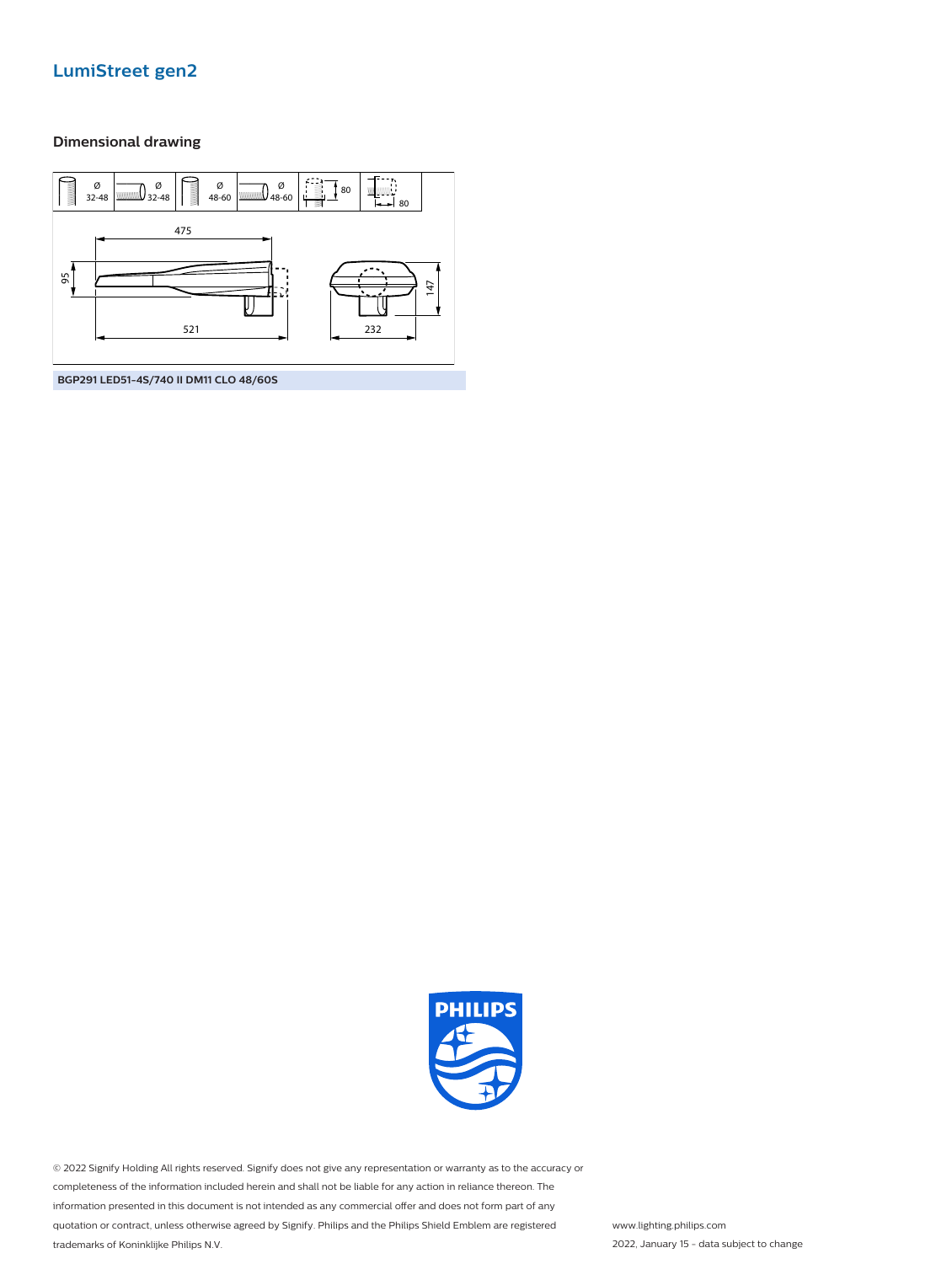## LumiStreet gen2

### Dimensional drawing

Ø 32-48
Ø 32-48
Ø 48-60
Ø 48-60
80
80

475
95
521
232
147

**BGP291 LED51-4S/740 II DM11 CLO 48/60S**

© 2022 Signify Holding All rights reserved. Signify does not give any representation or warranty as to the accuracy or completeness of the information included herein and shall not be liable for any action in reliance thereon. The information presented in this document is not intended as any commercial offer and does not form part of any quotation or contract, unless otherwise agreed by Signify. Philips and the Philips Shield Emblem are registered trademarks of Koninklijke Philips N.V.

www.lighting.philips.com

2022, January 15 - data subject to change